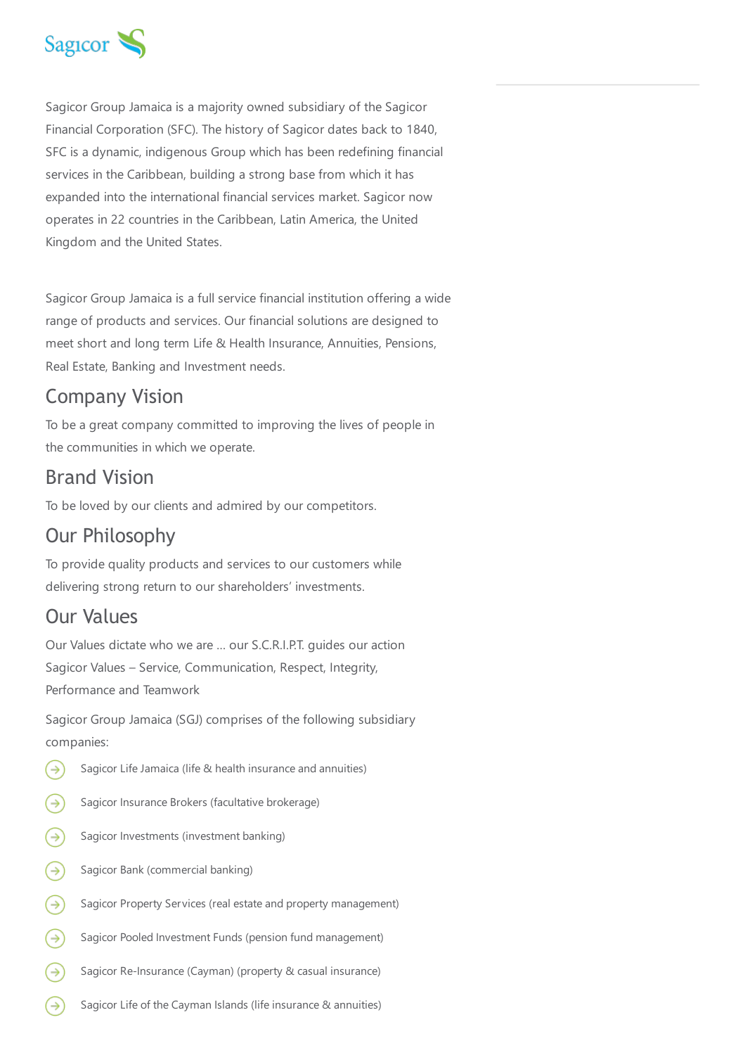Sagicor

Sagicor Group Jamaica is a majority owned subsidiary of the Sagicor Financial Corporation (SFC). The history of Sagicor dates back to 1840, SFC is a dynamic, indigenous Group which has been redefining financial services in the Caribbean, building a strong base from which it has expanded into the international financial services market. Sagicor now operates in 22 countries in the Caribbean, Latin America, the United Kingdom and the United States.

Sagicor Group Jamaica is a full service financial institution offering a wide range of products and services. Our financial solutions are designed to meet short and long term Life & Health Insurance, Annuities, Pensions, Real Estate, Banking and Investment needs.

## Company Vision

To be a great company committed to improving the lives of people in the communities in which we operate.

## Brand Vision

To be loved by our clients and admired by our competitors.

## Our Philosophy

To provide quality products and services to our customers while delivering strong return to our shareholders' investments.

## Our Values

Our Values dictate who we are … our S.C.R.I.P.T. guides our action
Sagicor Values – Service, Communication, Respect, Integrity, Performance and Teamwork

Sagicor Group Jamaica (SGJ) comprises of the following subsidiary companies:

- Sagicor Life Jamaica (life & health insurance and annuities)
- Sagicor Insurance Brokers (facultative brokerage)
- Sagicor Investments (investment banking)
- Sagicor Bank (commercial banking)
- Sagicor Property Services (real estate and property management)
- Sagicor Pooled Investment Funds (pension fund management)
- Sagicor Re-Insurance (Cayman) (property & casual insurance)
- Sagicor Life of the Cayman Islands (life insurance & annuities)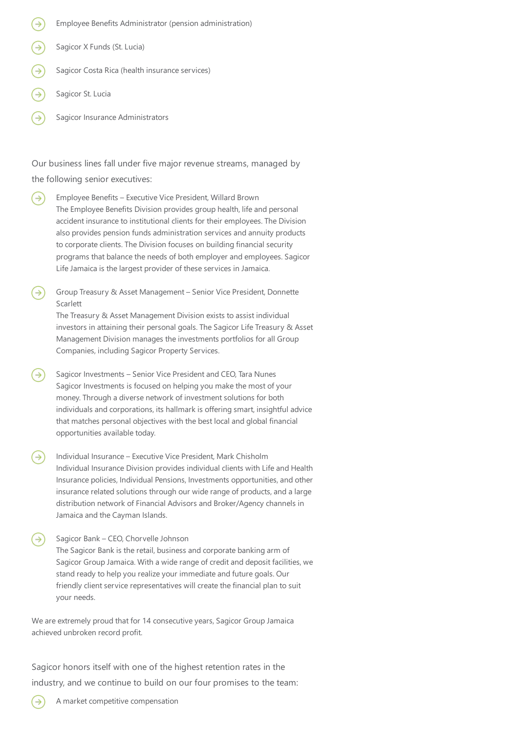- Employee Benefits Administrator (pension administration)
- Sagicor X Funds (St. Lucia)
- Sagicor Costa Rica (health insurance services)
- Sagicor St. Lucia
- Sagicor Insurance Administrators

Our business lines fall under five major revenue streams, managed by the following senior executives:

- Employee Benefits – Executive Vice President, Willard Brown
  The Employee Benefits Division provides group health, life and personal accident insurance to institutional clients for their employees. The Division also provides pension funds administration services and annuity products to corporate clients. The Division focuses on building financial security programs that balance the needs of both employer and employees. Sagicor Life Jamaica is the largest provider of these services in Jamaica.

- Group Treasury & Asset Management – Senior Vice President, Donnette Scarlett
  The Treasury & Asset Management Division exists to assist individual investors in attaining their personal goals. The Sagicor Life Treasury & Asset Management Division manages the investments portfolios for all Group Companies, including Sagicor Property Services.

- Sagicor Investments – Senior Vice President and CEO, Tara Nunes
  Sagicor Investments is focused on helping you make the most of your money. Through a diverse network of investment solutions for both individuals and corporations, its hallmark is offering smart, insightful advice that matches personal objectives with the best local and global financial opportunities available today.

- Individual Insurance – Executive Vice President, Mark Chisholm
  Individual Insurance Division provides individual clients with Life and Health Insurance policies, Individual Pensions, Investments opportunities, and other insurance related solutions through our wide range of products, and a large distribution network of Financial Advisors and Broker/Agency channels in Jamaica and the Cayman Islands.

- Sagicor Bank – CEO, Chorvelle Johnson
  The Sagicor Bank is the retail, business and corporate banking arm of Sagicor Group Jamaica. With a wide range of credit and deposit facilities, we stand ready to help you realize your immediate and future goals. Our friendly client service representatives will create the financial plan to suit your needs.

We are extremely proud that for 14 consecutive years, Sagicor Group Jamaica achieved unbroken record profit.

Sagicor honors itself with one of the highest retention rates in the industry, and we continue to build on our four promises to the team:

- A market competitive compensation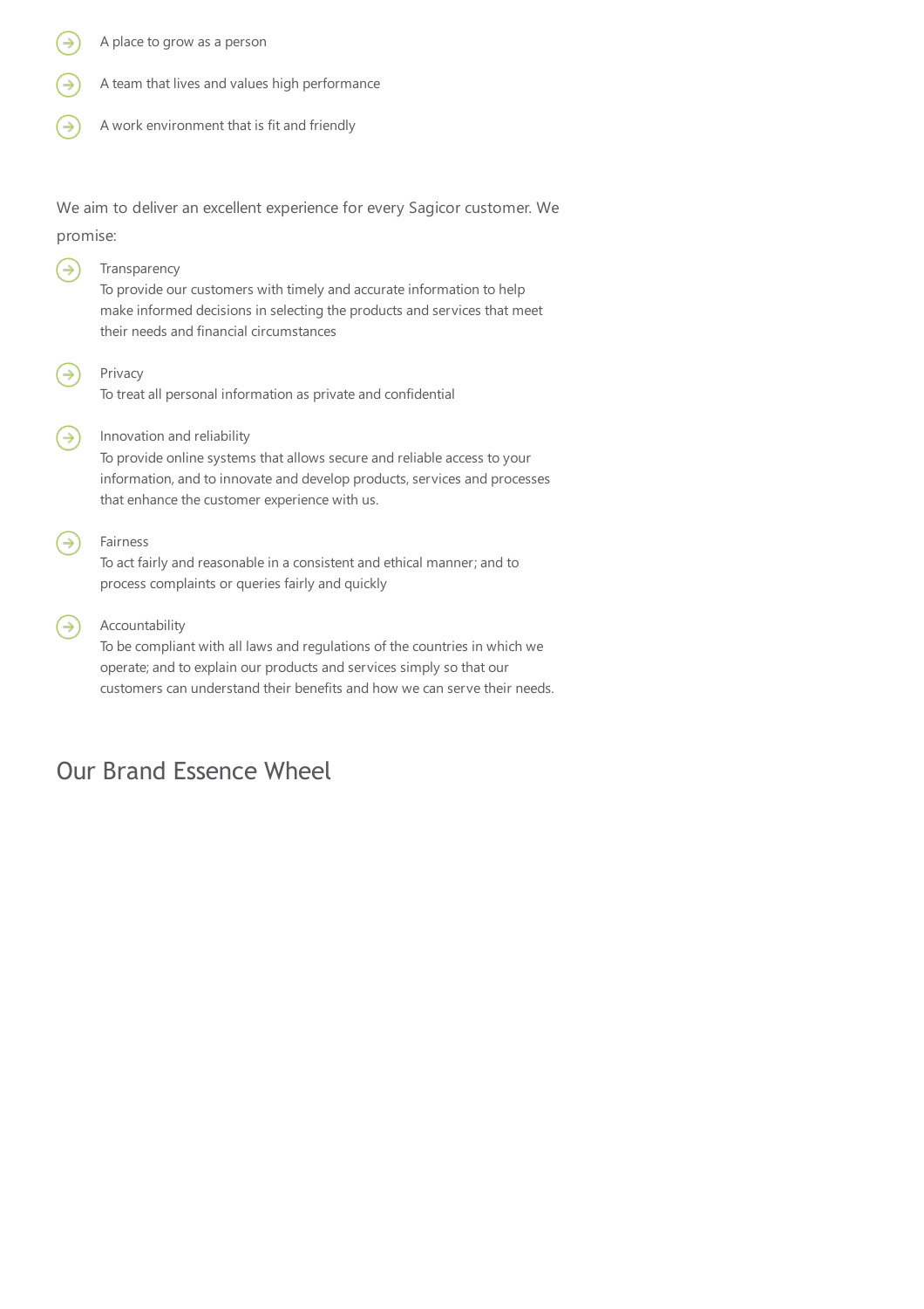- A place to grow as a person
- A team that lives and values high performance
- A work environment that is fit and friendly

We aim to deliver an excellent experience for every Sagicor customer. We promise:

- Transparency
  To provide our customers with timely and accurate information to help make informed decisions in selecting the products and services that meet their needs and financial circumstances
- Privacy
  To treat all personal information as private and confidential
- Innovation and reliability
  To provide online systems that allows secure and reliable access to your information, and to innovate and develop products, services and processes that enhance the customer experience with us.
- Fairness
  To act fairly and reasonable in a consistent and ethical manner; and to process complaints or queries fairly and quickly
- Accountability
  To be compliant with all laws and regulations of the countries in which we operate; and to explain our products and services simply so that our customers can understand their benefits and how we can serve their needs.

## Our Brand Essence Wheel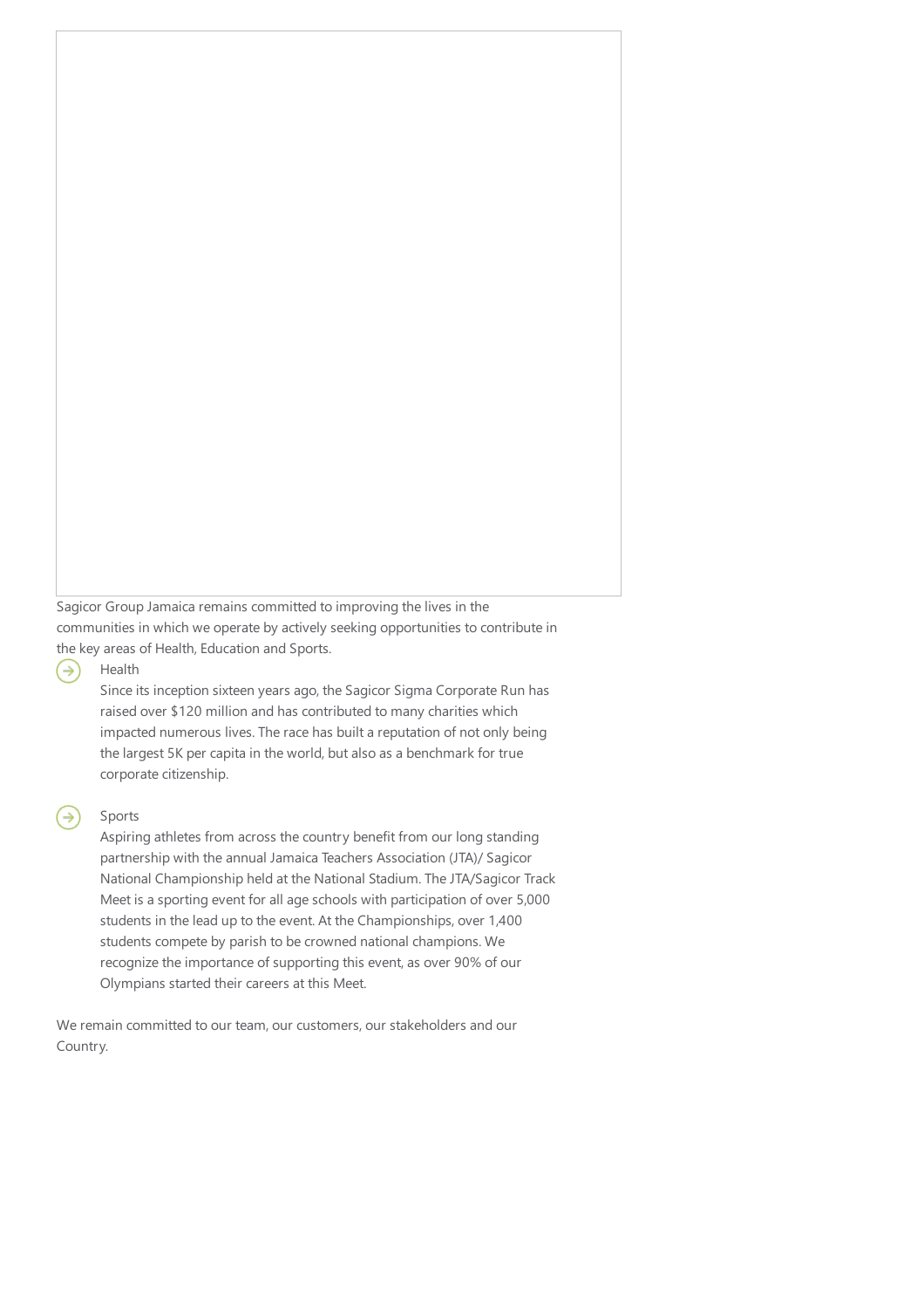Sagicor Group Jamaica remains committed to improving the lives in the communities in which we operate by actively seeking opportunities to contribute in the key areas of Health, Education and Sports.

- **Health**

  Since its inception sixteen years ago, the Sagicor Sigma Corporate Run has raised over $120 million and has contributed to many charities which impacted numerous lives. The race has built a reputation of not only being the largest 5K per capita in the world, but also as a benchmark for true corporate citizenship.

- **Sports**

  Aspiring athletes from across the country benefit from our long standing partnership with the annual Jamaica Teachers Association (JTA)/ Sagicor National Championship held at the National Stadium. The JTA/Sagicor Track Meet is a sporting event for all age schools with participation of over 5,000 students in the lead up to the event. At the Championships, over 1,400 students compete by parish to be crowned national champions. We recognize the importance of supporting this event, as over 90% of our Olympians started their careers at this Meet.

We remain committed to our team, our customers, our stakeholders and our Country.